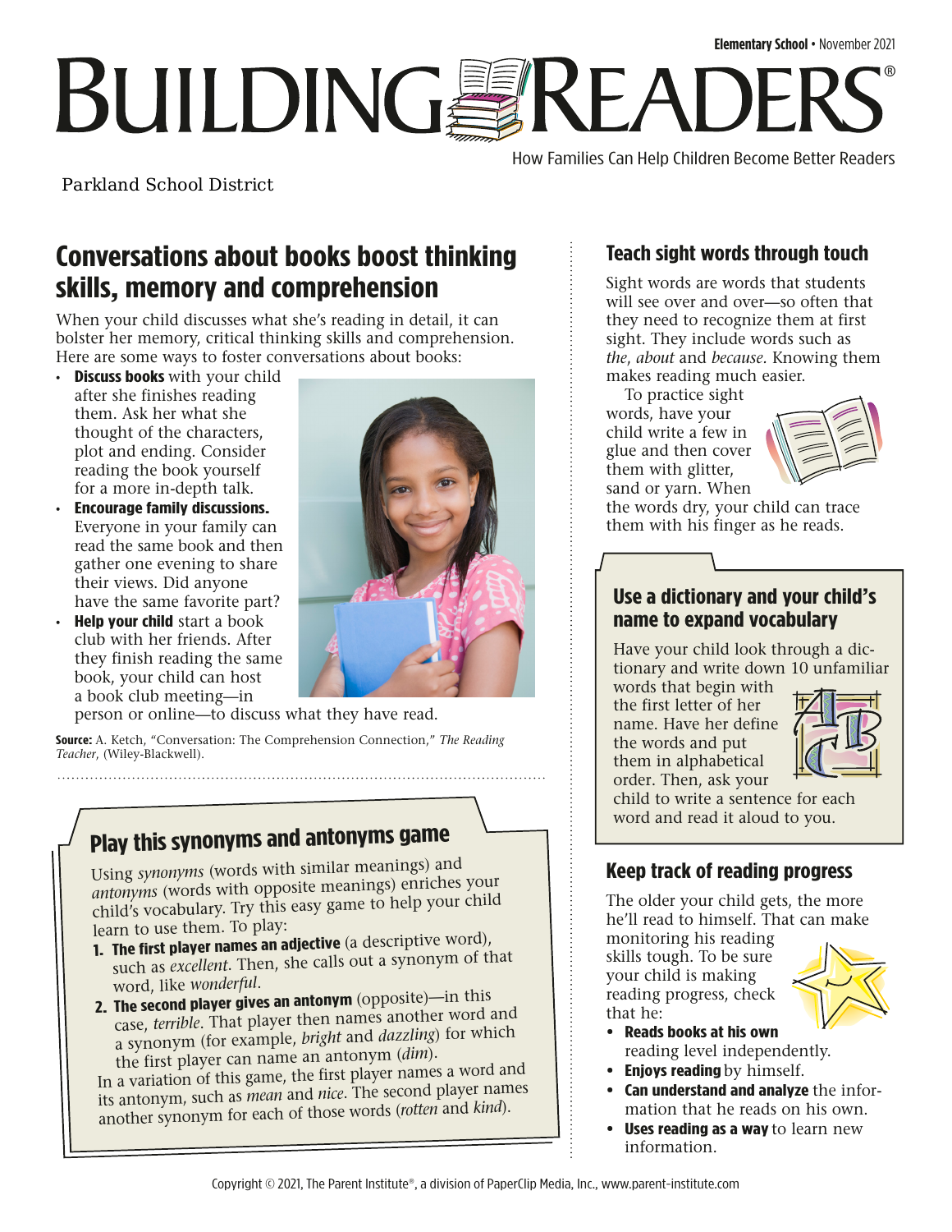Elementary School • November 2021

# BUILDING READERS®

How Families Can Help Children Become Better Readers

Parkland School District

## Conversations about books boost thinking skills, memory and comprehension

When your child discusses what she's reading in detail, it can bolster her memory, critical thinking skills and comprehension. Here are some ways to foster conversations about books:

- **Discuss books** with your child after she finishes reading them. Ask her what she thought of the characters, plot and ending. Consider reading the book yourself for a more in-depth talk.
- **Encourage family discussions.** Everyone in your family can read the same book and then gather one evening to share their views. Did anyone have the same favorite part?
- **Help your child** start a book club with her friends. After they finish reading the same book, your child can host a book club meeting—in person or online—to discuss what they have read.

**Source:** A. Ketch, "Conversation: The Comprehension Connection," *The Reading Teacher*, (Wiley-Blackwell).

## Play this synonyms and antonyms game

Using *synonyms* (words with similar meanings) and *antonyms* (words with opposite meanings) enriches your child's vocabulary. Try this easy game to help your child learn to use them. To play:

1. **The first player names an adjective** (a descriptive word), such as *excellent*. Then, she calls out a synonym of that word, like *wonderful*.
2. **The second player gives an antonym** (opposite)—in this case, *terrible*. That player then names another word and a synonym (for example, *bright* and *dazzling*) for which the first player can name an antonym (*dim*).

In a variation of this game, the first player names a word and its antonym, such as *mean* and *nice*. The second player names another synonym for each of those words (*rotten* and *kind*).

## Teach sight words through touch

Sight words are words that students will see over and over—so often that they need to recognize them at first sight. They include words such as *the*, *about* and *because*. Knowing them makes reading much easier.

To practice sight words, have your child write a few in glue and then cover them with glitter, sand or yarn. When the words dry, your child can trace them with his finger as he reads.

## Use a dictionary and your child's name to expand vocabulary

Have your child look through a dictionary and write down 10 unfamiliar words that begin with the first letter of her name. Have her define the words and put them in alphabetical order. Then, ask your child to write a sentence for each word and read it aloud to you.

## Keep track of reading progress

The older your child gets, the more he'll read to himself. That can make monitoring his reading skills tough. To be sure your child is making reading progress, check that he:

- **Reads books at his own** reading level independently.
- **Enjoys reading** by himself.
- **Can understand and analyze** the information that he reads on his own.
- **Uses reading as a way** to learn new information.

Copyright © 2021, The Parent Institute®, a division of PaperClip Media, Inc., www.parent-institute.com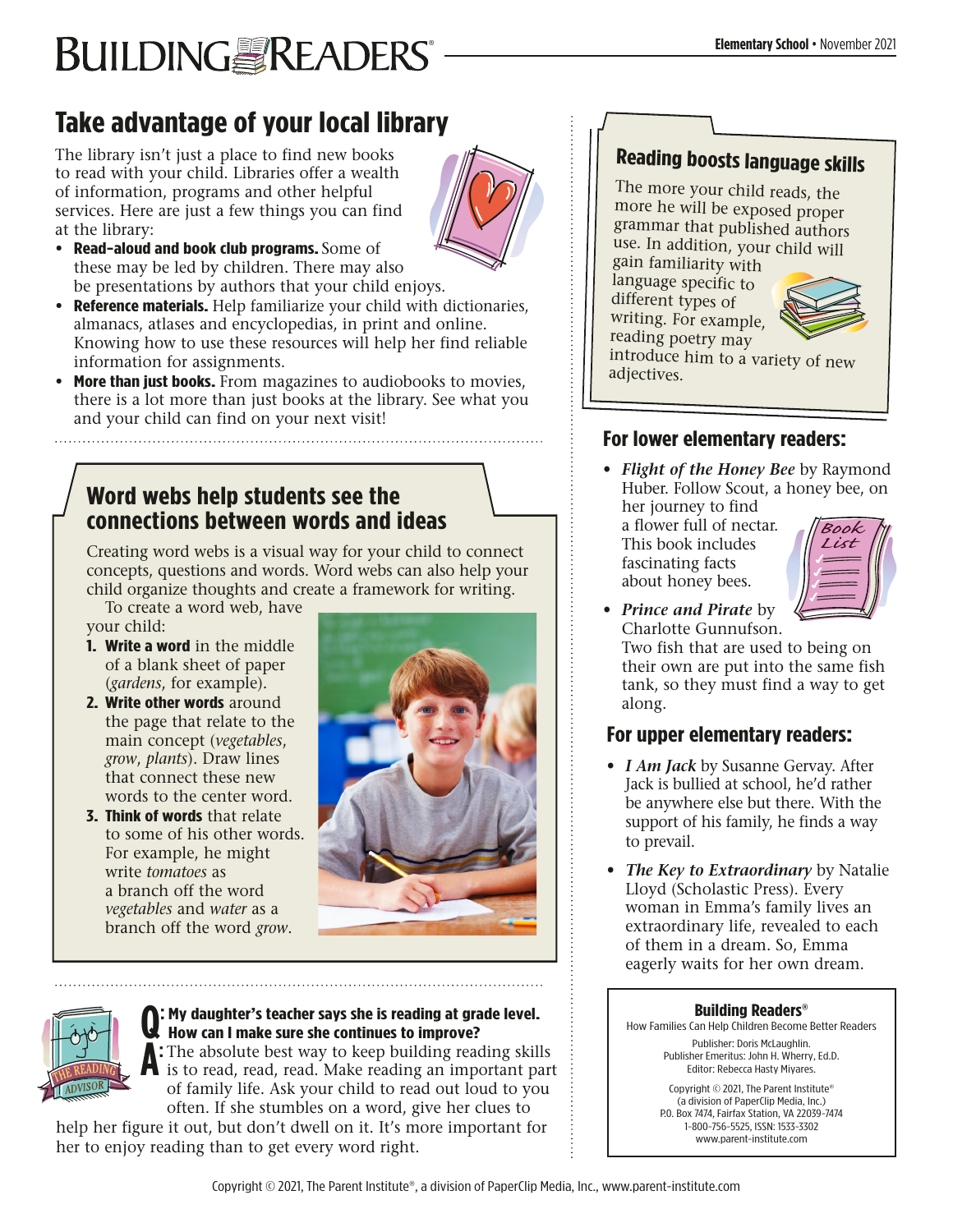## Take advantage of your local library

The library isn't just a place to find new books to read with your child. Libraries offer a wealth of information, programs and other helpful services. Here are just a few things you can find at the library:

- **Read-aloud and book club programs.** Some of these may be led by children. There may also be presentations by authors that your child enjoys.
- **Reference materials.** Help familiarize your child with dictionaries, almanacs, atlases and encyclopedias, in print and online. Knowing how to use these resources will help her find reliable information for assignments.
- **More than just books.** From magazines to audiobooks to movies, there is a lot more than just books at the library. See what you and your child can find on your next visit!

## Word webs help students see the connections between words and ideas

Creating word webs is a visual way for your child to connect concepts, questions and words. Word webs can also help your child organize thoughts and create a framework for writing.

To create a word web, have your child:

1. **Write a word** in the middle of a blank sheet of paper (*gardens*, for example).
2. **Write other words** around the page that relate to the main concept (*vegetables*, *grow*, *plants*). Draw lines that connect these new words to the center word.
3. **Think of words** that relate to some of his other words. For example, he might write *tomatoes* as a branch off the word *vegetables* and *water* as a branch off the word *grow*.

**Q: My daughter's teacher says she is reading at grade level. How can I make sure she continues to improve?**

**A:** The absolute best way to keep building reading skills is to read, read, read. Make reading an important part of family life. Ask your child to read out loud to you often. If she stumbles on a word, give her clues to help her figure it out, but don't dwell on it. It's more important for her to enjoy reading than to get every word right.

## Reading boosts language skills

The more your child reads, the more he will be exposed proper grammar that published authors use. In addition, your child will gain familiarity with language specific to different types of writing. For example, reading poetry may introduce him to a variety of new adjectives.

### For lower elementary readers:

- ***Flight of the Honey Bee*** by Raymond Huber. Follow Scout, a honey bee, on her journey to find a flower full of nectar. This book includes fascinating facts about honey bees.
- ***Prince and Pirate*** by Charlotte Gunnufson. Two fish that are used to being on their own are put into the same fish tank, so they must find a way to get along.

### For upper elementary readers:

- ***I Am Jack*** by Susanne Gervay. After Jack is bullied at school, he'd rather be anywhere else but there. With the support of his family, he finds a way to prevail.
- ***The Key to Extraordinary*** by Natalie Lloyd (Scholastic Press). Every woman in Emma's family lives an extraordinary life, revealed to each of them in a dream. So, Emma eagerly waits for her own dream.

**Building Readers®**
How Families Can Help Children Become Better Readers
Publisher: Doris McLaughlin.
Publisher Emeritus: John H. Wherry, Ed.D.
Editor: Rebecca Hasty Miyares.
Copyright © 2021, The Parent Institute®
(a division of PaperClip Media, Inc.)
P.O. Box 7474, Fairfax Station, VA 22039-7474
1-800-756-5525, ISSN: 1533-3302
www.parent-institute.com